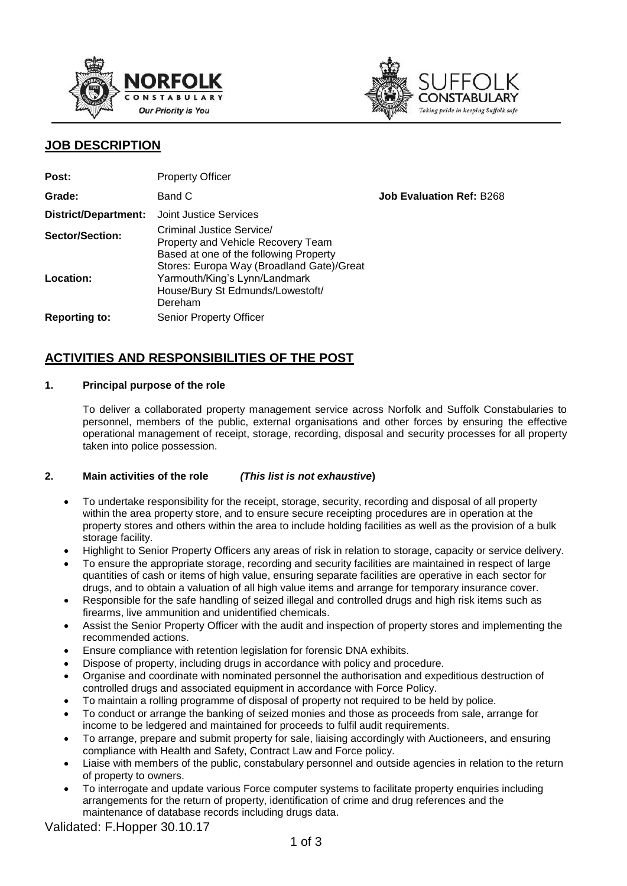## JOB DESCRIPTION

| | | |
|---|---|---|
| **Post:** | Property Officer | |
| **Grade:** | Band C | **Job Evaluation Ref:** B268 |
| **District/Department:** | Joint Justice Services | |
| **Sector/Section:** | Criminal Justice Service/ Property and Vehicle Recovery Team | |
| **Location:** | Based at one of the following Property Stores: Europa Way (Broadland Gate)/Great Yarmouth/King's Lynn/Landmark House/Bury St Edmunds/Lowestoft/ Dereham | |
| **Reporting to:** | Senior Property Officer | |

## ACTIVITIES AND RESPONSIBILITIES OF THE POST

### 1. Principal purpose of the role

To deliver a collaborated property management service across Norfolk and Suffolk Constabularies to personnel, members of the public, external organisations and other forces by ensuring the effective operational management of receipt, storage, recording, disposal and security processes for all property taken into police possession.

### 2. Main activities of the role *(This list is not exhaustive)*

- To undertake responsibility for the receipt, storage, security, recording and disposal of all property within the area property store, and to ensure secure receipting procedures are in operation at the property stores and others within the area to include holding facilities as well as the provision of a bulk storage facility.
- Highlight to Senior Property Officers any areas of risk in relation to storage, capacity or service delivery.
- To ensure the appropriate storage, recording and security facilities are maintained in respect of large quantities of cash or items of high value, ensuring separate facilities are operative in each sector for drugs, and to obtain a valuation of all high value items and arrange for temporary insurance cover.
- Responsible for the safe handling of seized illegal and controlled drugs and high risk items such as firearms, live ammunition and unidentified chemicals.
- Assist the Senior Property Officer with the audit and inspection of property stores and implementing the recommended actions.
- Ensure compliance with retention legislation for forensic DNA exhibits.
- Dispose of property, including drugs in accordance with policy and procedure.
- Organise and coordinate with nominated personnel the authorisation and expeditious destruction of controlled drugs and associated equipment in accordance with Force Policy.
- To maintain a rolling programme of disposal of property not required to be held by police.
- To conduct or arrange the banking of seized monies and those as proceeds from sale, arrange for income to be ledgered and maintained for proceeds to fulfil audit requirements.
- To arrange, prepare and submit property for sale, liaising accordingly with Auctioneers, and ensuring compliance with Health and Safety, Contract Law and Force policy.
- Liaise with members of the public, constabulary personnel and outside agencies in relation to the return of property to owners.
- To interrogate and update various Force computer systems to facilitate property enquiries including arrangements for the return of property, identification of crime and drug references and the maintenance of database records including drugs data.

Validated: F.Hopper 30.10.17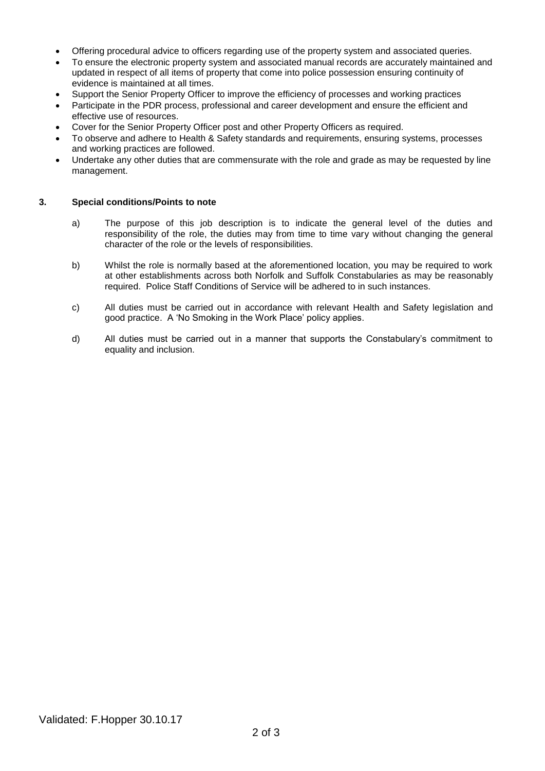- Offering procedural advice to officers regarding use of the property system and associated queries.
- To ensure the electronic property system and associated manual records are accurately maintained and updated in respect of all items of property that come into police possession ensuring continuity of evidence is maintained at all times.
- Support the Senior Property Officer to improve the efficiency of processes and working practices
- Participate in the PDR process, professional and career development and ensure the efficient and effective use of resources.
- Cover for the Senior Property Officer post and other Property Officers as required.
- To observe and adhere to Health & Safety standards and requirements, ensuring systems, processes and working practices are followed.
- Undertake any other duties that are commensurate with the role and grade as may be requested by line management.

### 3. Special conditions/Points to note

a) The purpose of this job description is to indicate the general level of the duties and responsibility of the role, the duties may from time to time vary without changing the general character of the role or the levels of responsibilities.

b) Whilst the role is normally based at the aforementioned location, you may be required to work at other establishments across both Norfolk and Suffolk Constabularies as may be reasonably required. Police Staff Conditions of Service will be adhered to in such instances.

c) All duties must be carried out in accordance with relevant Health and Safety legislation and good practice. A 'No Smoking in the Work Place' policy applies.

d) All duties must be carried out in a manner that supports the Constabulary's commitment to equality and inclusion.

Validated: F.Hopper 30.10.17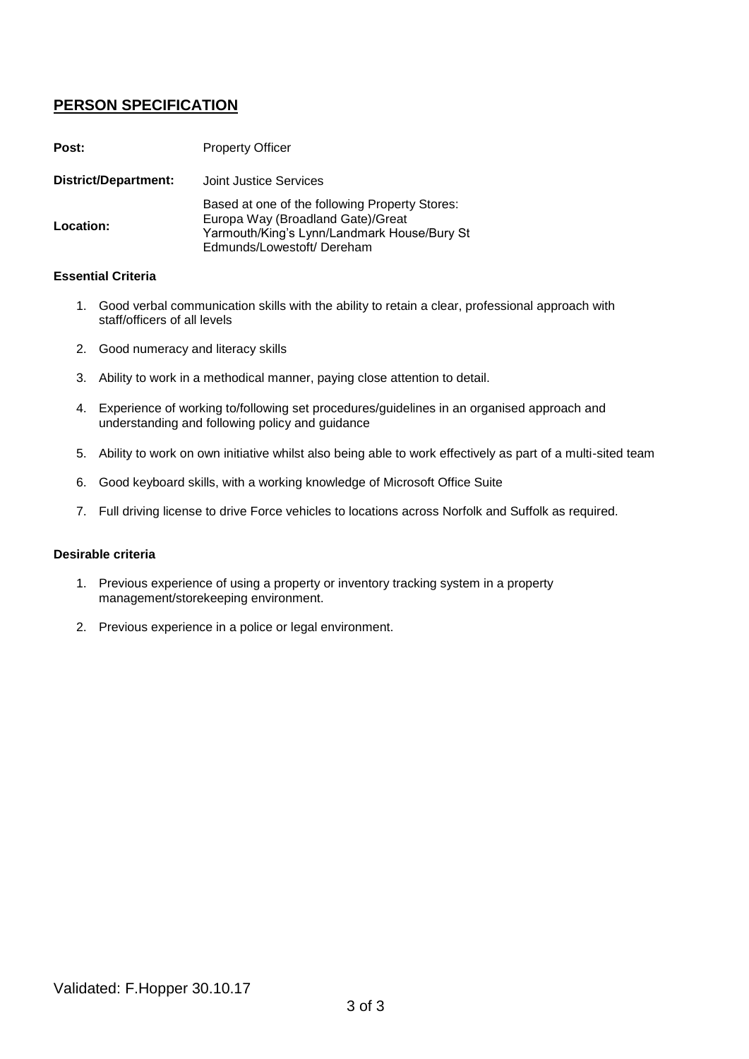## PERSON SPECIFICATION

| | |
|---|---|
| **Post:** | Property Officer |
| **District/Department:** | Joint Justice Services |
| **Location:** | Based at one of the following Property Stores: Europa Way (Broadland Gate)/Great Yarmouth/King's Lynn/Landmark House/Bury St Edmunds/Lowestoft/ Dereham |

**Essential Criteria**

1. Good verbal communication skills with the ability to retain a clear, professional approach with staff/officers of all levels
2. Good numeracy and literacy skills
3. Ability to work in a methodical manner, paying close attention to detail.
4. Experience of working to/following set procedures/guidelines in an organised approach and understanding and following policy and guidance
5. Ability to work on own initiative whilst also being able to work effectively as part of a multi-sited team
6. Good keyboard skills, with a working knowledge of Microsoft Office Suite
7. Full driving license to drive Force vehicles to locations across Norfolk and Suffolk as required.

**Desirable criteria**

1. Previous experience of using a property or inventory tracking system in a property management/storekeeping environment.
2. Previous experience in a police or legal environment.

Validated: F.Hopper 30.10.17